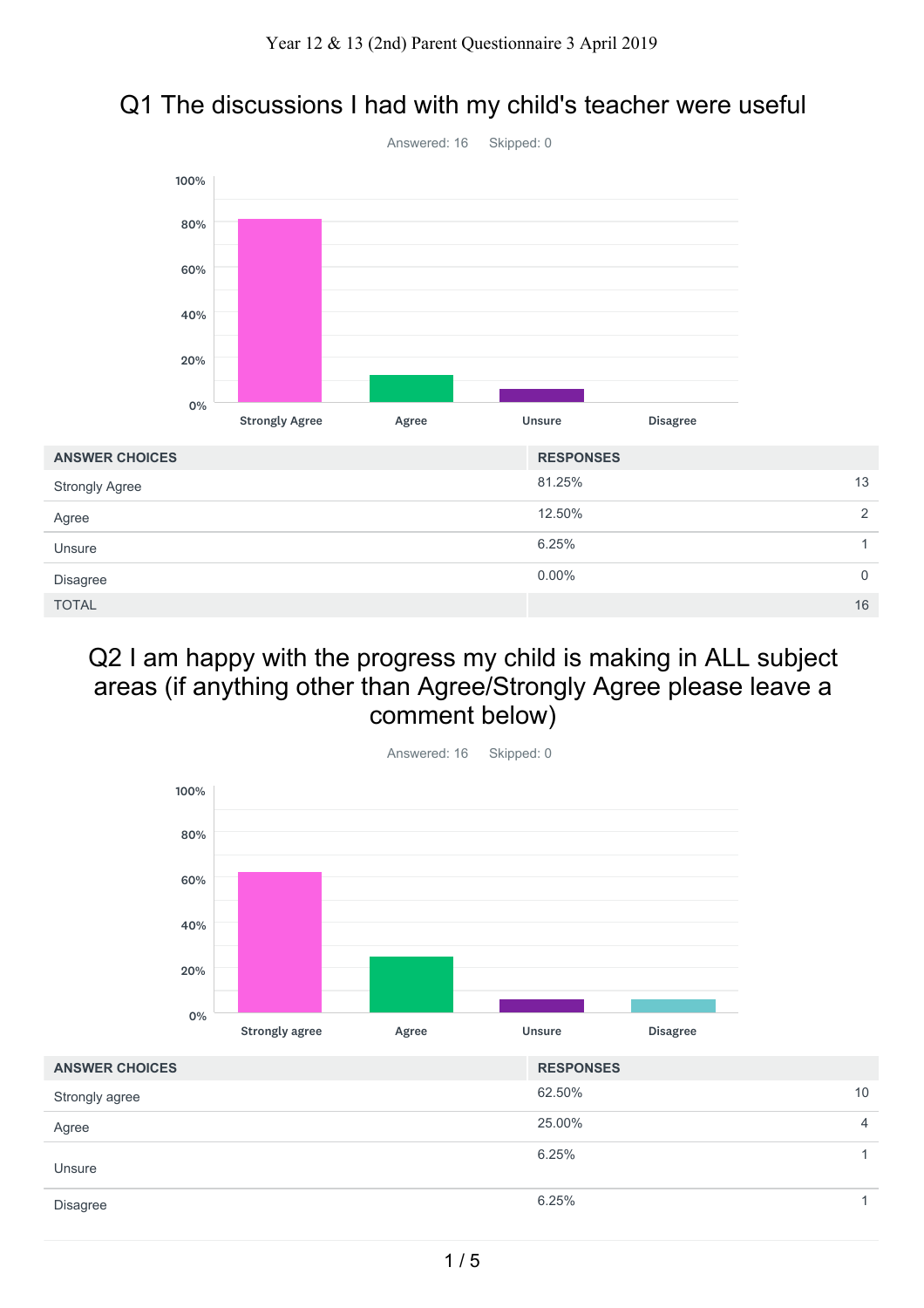Year 12 & 13 (2nd) Parent Questionnaire 3 April 2019

## Q1 The discussions I had with my child's teacher were useful

Answered: 16 Skipped: 0

| ANSWER CHOICES | RESPONSES | |
|---|---|---|
| Strongly Agree | 81.25% | 13 |
| Agree | 12.50% | 2 |
| Unsure | 6.25% | 1 |
| Disagree | 0.00% | 0 |
| TOTAL | | 16 |

## Q2 I am happy with the progress my child is making in ALL subject areas (if anything other than Agree/Strongly Agree please leave a comment below)

Answered: 16 Skipped: 0

| ANSWER CHOICES | RESPONSES | |
|---|---|---|
| Strongly agree | 62.50% | 10 |
| Agree | 25.00% | 4 |
| Unsure | 6.25% | 1 |
| Disagree | 6.25% | 1 |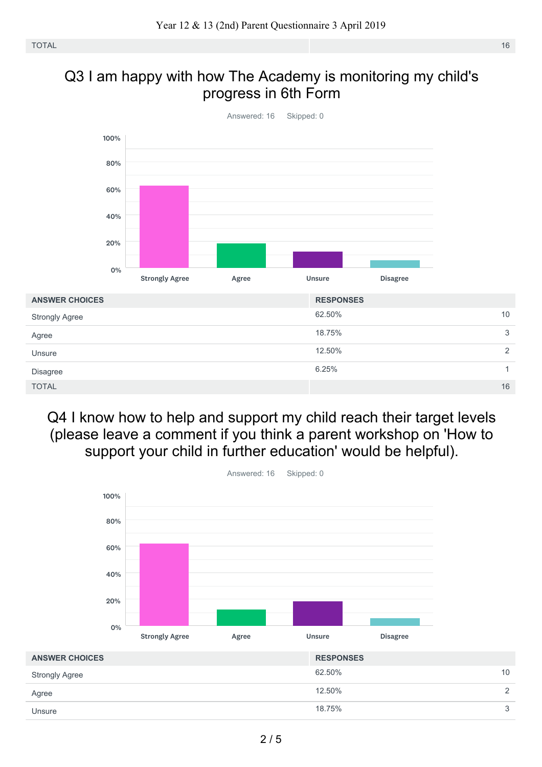| TOTAL | | 16 |
|---|---|---|

## Q3 I am happy with how The Academy is monitoring my child's progress in 6th Form

Answered: 16 Skipped: 0

| ANSWER CHOICES | RESPONSES | |
|---|---|---|
| Strongly Agree | 62.50% | 10 |
| Agree | 18.75% | 3 |
| Unsure | 12.50% | 2 |
| Disagree | 6.25% | 1 |
| TOTAL | | 16 |

## Q4 I know how to help and support my child reach their target levels (please leave a comment if you think a parent workshop on 'How to support your child in further education' would be helpful).

Answered: 16 Skipped: 0

| ANSWER CHOICES | RESPONSES | |
|---|---|---|
| Strongly Agree | 62.50% | 10 |
| Agree | 12.50% | 2 |
| Unsure | 18.75% | 3 |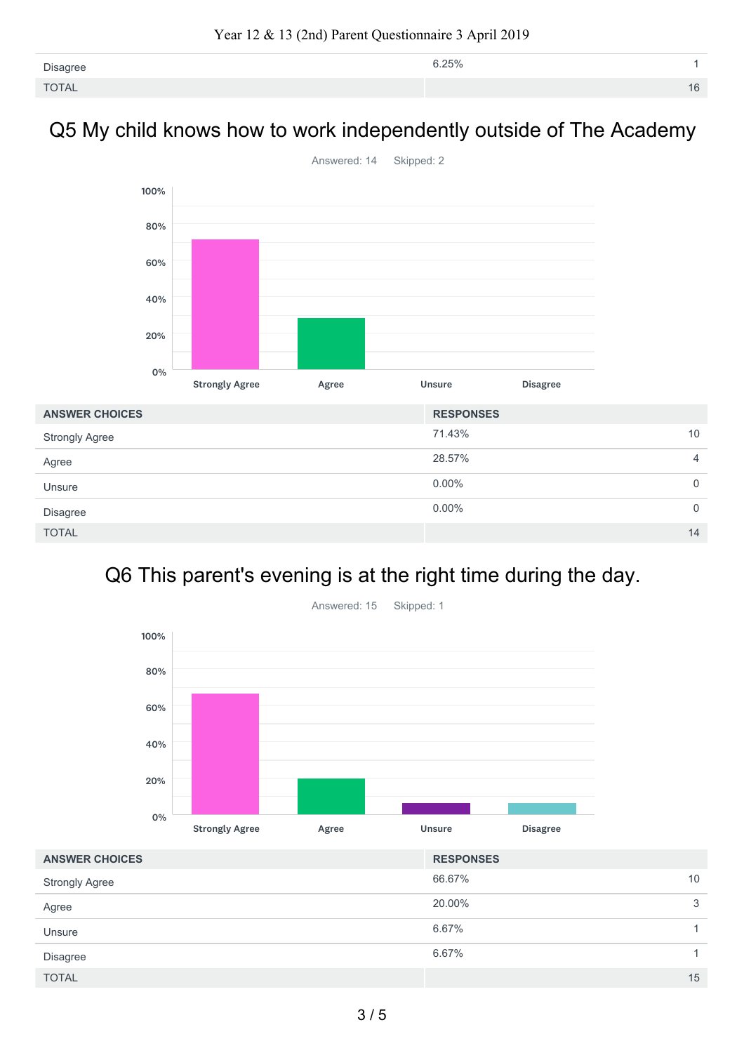| Disagree | 6.25% | 1 |
| --- | --- | --- |
| TOTAL | | 16 |

## Q5 My child knows how to work independently outside of The Academy

Answered: 14 Skipped: 2

| ANSWER CHOICES | RESPONSES | |
| --- | --- | --- |
| Strongly Agree | 71.43% | 10 |
| Agree | 28.57% | 4 |
| Unsure | 0.00% | 0 |
| Disagree | 0.00% | 0 |
| TOTAL | | 14 |

## Q6 This parent's evening is at the right time during the day.

Answered: 15 Skipped: 1

| ANSWER CHOICES | RESPONSES | |
| --- | --- | --- |
| Strongly Agree | 66.67% | 10 |
| Agree | 20.00% | 3 |
| Unsure | 6.67% | 1 |
| Disagree | 6.67% | 1 |
| TOTAL | | 15 |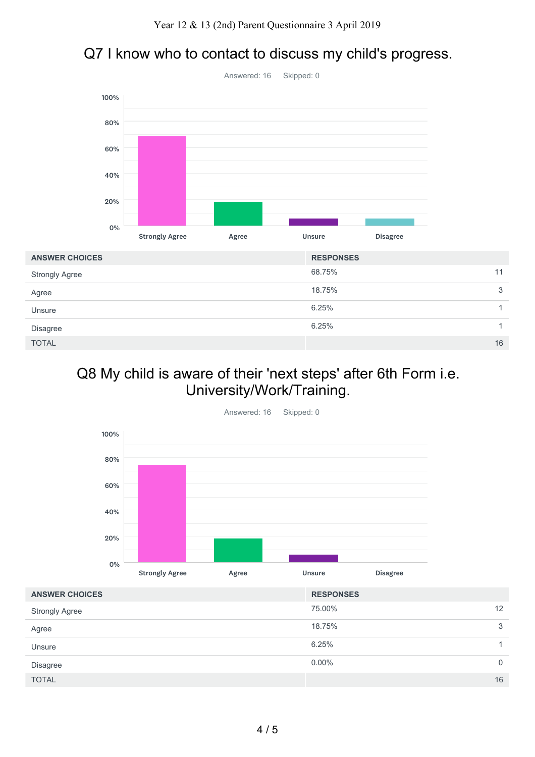## Q7 I know who to contact to discuss my child's progress.

Answered: 16 Skipped: 0

| ANSWER CHOICES | RESPONSES | |
|---|---|---|
| Strongly Agree | 68.75% | 11 |
| Agree | 18.75% | 3 |
| Unsure | 6.25% | 1 |
| Disagree | 6.25% | 1 |
| TOTAL | | 16 |

## Q8 My child is aware of their 'next steps' after 6th Form i.e. University/Work/Training.

Answered: 16 Skipped: 0

| ANSWER CHOICES | RESPONSES | |
|---|---|---|
| Strongly Agree | 75.00% | 12 |
| Agree | 18.75% | 3 |
| Unsure | 6.25% | 1 |
| Disagree | 0.00% | 0 |
| TOTAL | | 16 |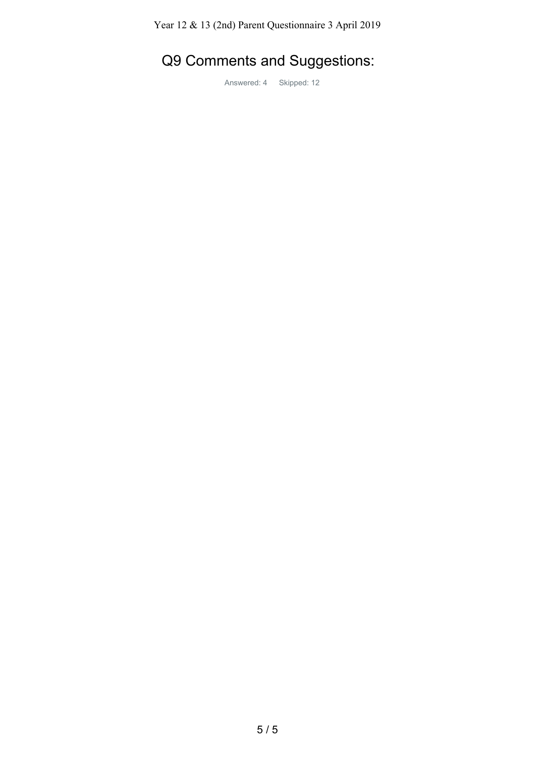# Q9 Comments and Suggestions:

Answered: 4 Skipped: 12